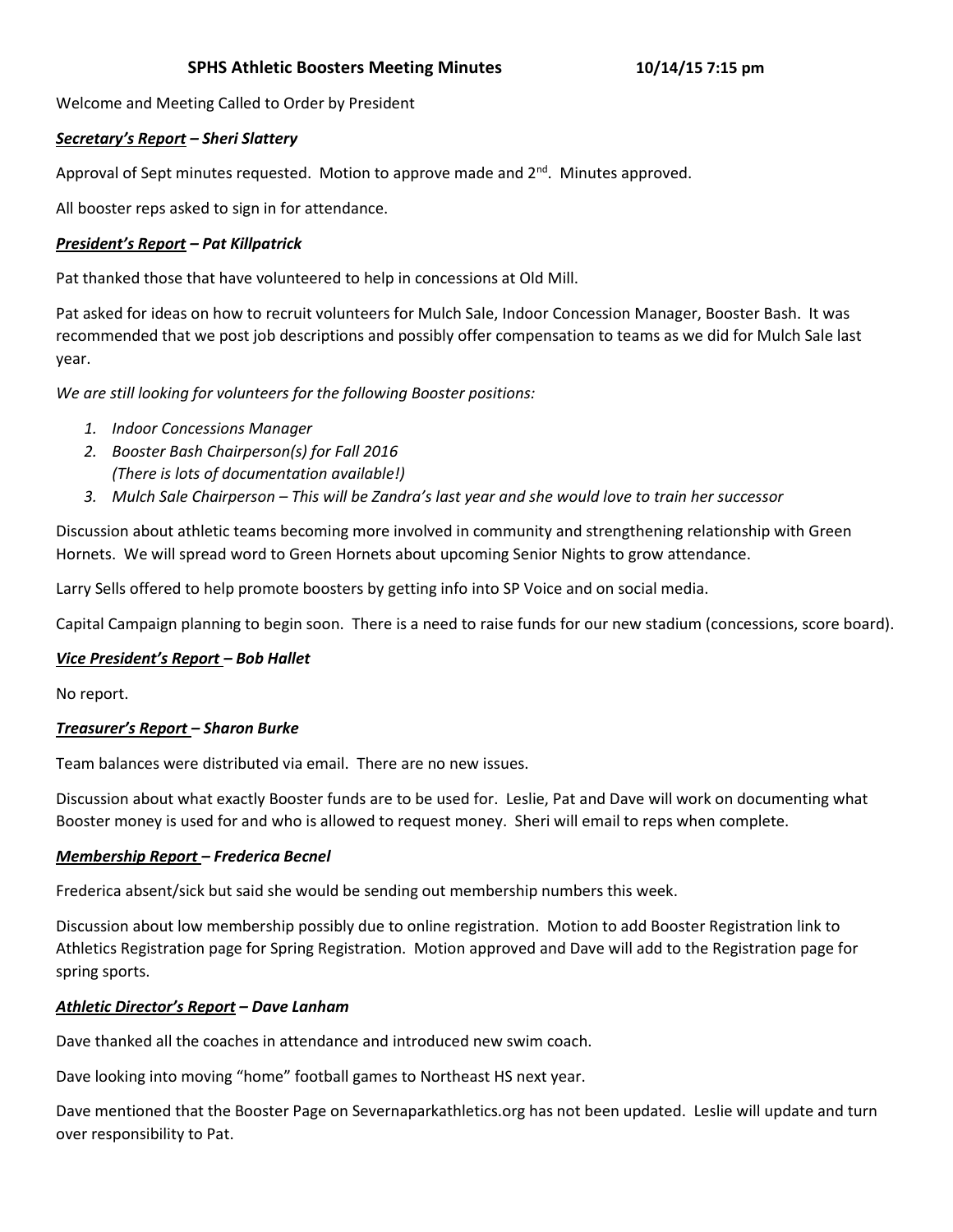# SPHS Athletic Boosters Meeting Minutes 10/14/15 7:15 pm

Welcome and Meeting Called to Order by President

***Secretary's Report** – Sheri Slattery*

Approval of Sept minutes requested. Motion to approve made and 2nd. Minutes approved.

All booster reps asked to sign in for attendance.

***President's Report** – Pat Killpatrick*

Pat thanked those that have volunteered to help in concessions at Old Mill.

Pat asked for ideas on how to recruit volunteers for Mulch Sale, Indoor Concession Manager, Booster Bash. It was recommended that we post job descriptions and possibly offer compensation to teams as we did for Mulch Sale last year.

*We are still looking for volunteers for the following Booster positions:*

1. *Indoor Concessions Manager*
2. *Booster Bash Chairperson(s) for Fall 2016*
   *(There is lots of documentation available!)*
3. *Mulch Sale Chairperson – This will be Zandra's last year and she would love to train her successor*

Discussion about athletic teams becoming more involved in community and strengthening relationship with Green Hornets. We will spread word to Green Hornets about upcoming Senior Nights to grow attendance.

Larry Sells offered to help promote boosters by getting info into SP Voice and on social media.

Capital Campaign planning to begin soon. There is a need to raise funds for our new stadium (concessions, score board).

***Vice President's Report** – Bob Hallet*

No report.

***Treasurer's Report** – Sharon Burke*

Team balances were distributed via email. There are no new issues.

Discussion about what exactly Booster funds are to be used for. Leslie, Pat and Dave will work on documenting what Booster money is used for and who is allowed to request money. Sheri will email to reps when complete.

***Membership Report** – Frederica Becnel*

Frederica absent/sick but said she would be sending out membership numbers this week.

Discussion about low membership possibly due to online registration. Motion to add Booster Registration link to Athletics Registration page for Spring Registration. Motion approved and Dave will add to the Registration page for spring sports.

***Athletic Director's Report** – Dave Lanham*

Dave thanked all the coaches in attendance and introduced new swim coach.

Dave looking into moving "home" football games to Northeast HS next year.

Dave mentioned that the Booster Page on Severnaparkathletics.org has not been updated. Leslie will update and turn over responsibility to Pat.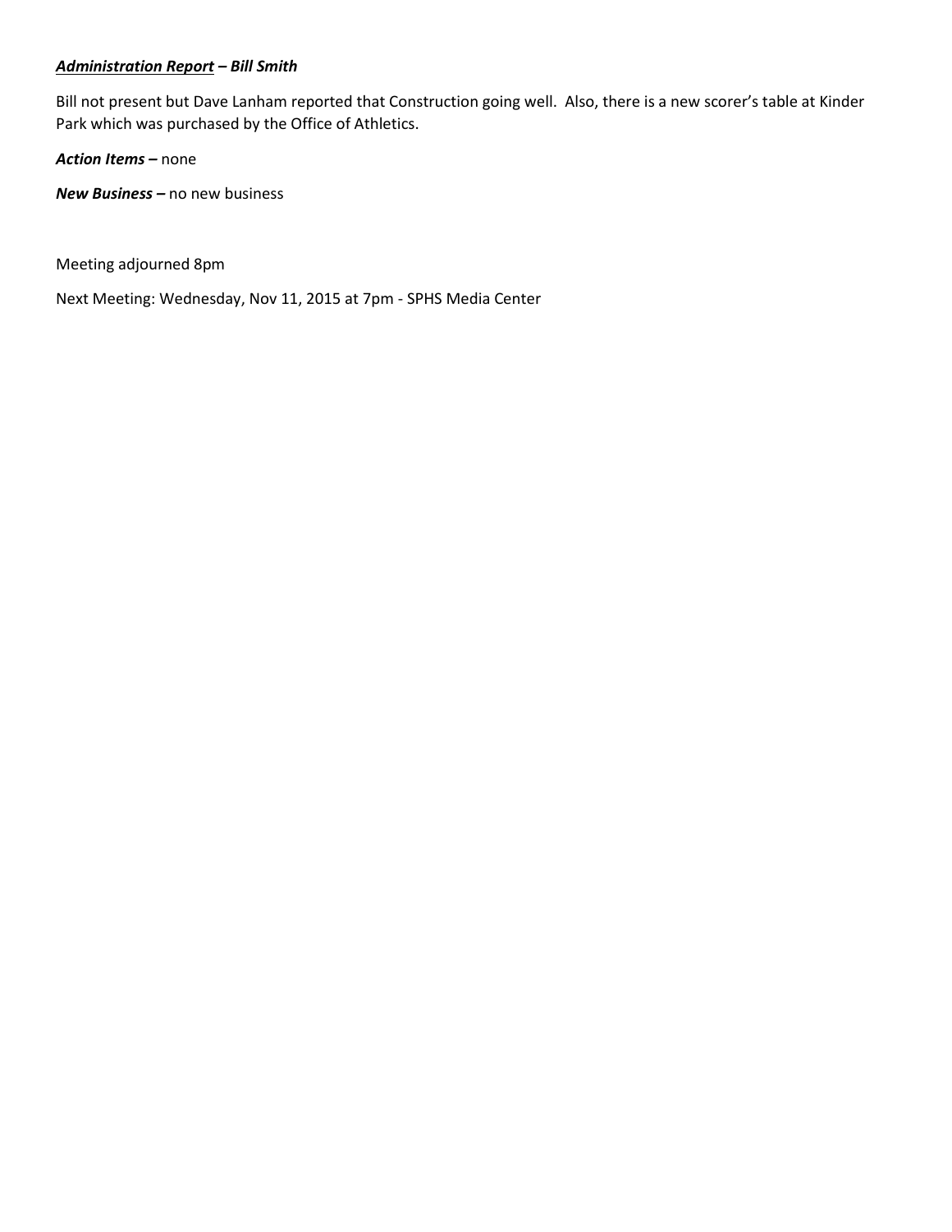***<u>Administration Report</u> – Bill Smith***

Bill not present but Dave Lanham reported that Construction going well. Also, there is a new scorer's table at Kinder Park which was purchased by the Office of Athletics.

***Action Items –*** none

***New Business –*** no new business

Meeting adjourned 8pm

Next Meeting: Wednesday, Nov 11, 2015 at 7pm - SPHS Media Center